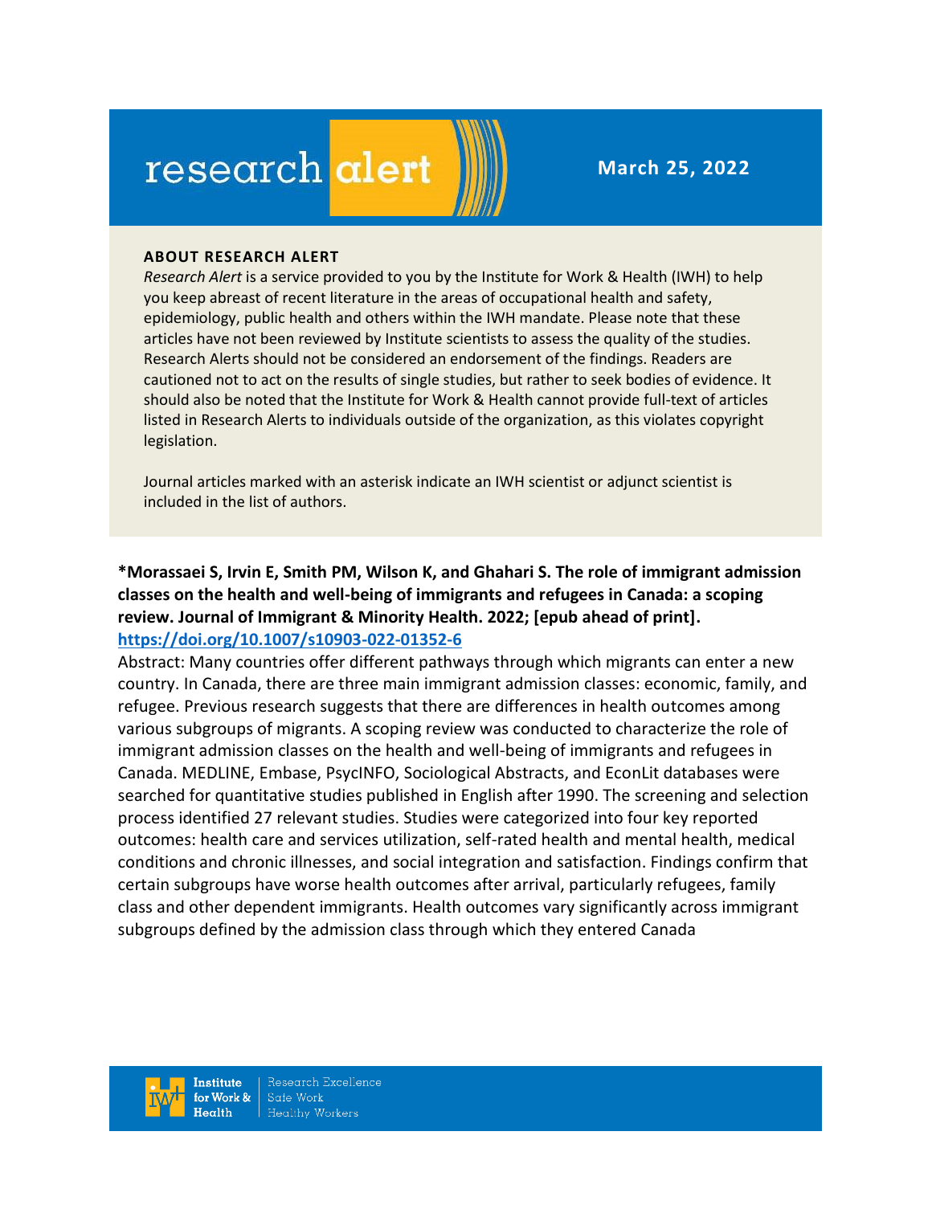# research alert

**March 25, 2022**

**ABOUT RESEARCH ALERT**

*Research Alert* is a service provided to you by the Institute for Work & Health (IWH) to help you keep abreast of recent literature in the areas of occupational health and safety, epidemiology, public health and others within the IWH mandate. Please note that these articles have not been reviewed by Institute scientists to assess the quality of the studies. Research Alerts should not be considered an endorsement of the findings. Readers are cautioned not to act on the results of single studies, but rather to seek bodies of evidence. It should also be noted that the Institute for Work & Health cannot provide full-text of articles listed in Research Alerts to individuals outside of the organization, as this violates copyright legislation.

Journal articles marked with an asterisk indicate an IWH scientist or adjunct scientist is included in the list of authors.

**\*Morassaei S, Irvin E, Smith PM, Wilson K, and Ghahari S. The role of immigrant admission classes on the health and well-being of immigrants and refugees in Canada: a scoping review. Journal of Immigrant & Minority Health. 2022; [epub ahead of print].**
**https://doi.org/10.1007/s10903-022-01352-6**

Abstract: Many countries offer different pathways through which migrants can enter a new country. In Canada, there are three main immigrant admission classes: economic, family, and refugee. Previous research suggests that there are differences in health outcomes among various subgroups of migrants. A scoping review was conducted to characterize the role of immigrant admission classes on the health and well-being of immigrants and refugees in Canada. MEDLINE, Embase, PsycINFO, Sociological Abstracts, and EconLit databases were searched for quantitative studies published in English after 1990. The screening and selection process identified 27 relevant studies. Studies were categorized into four key reported outcomes: health care and services utilization, self-rated health and mental health, medical conditions and chronic illnesses, and social integration and satisfaction. Findings confirm that certain subgroups have worse health outcomes after arrival, particularly refugees, family class and other dependent immigrants. Health outcomes vary significantly across immigrant subgroups defined by the admission class through which they entered Canada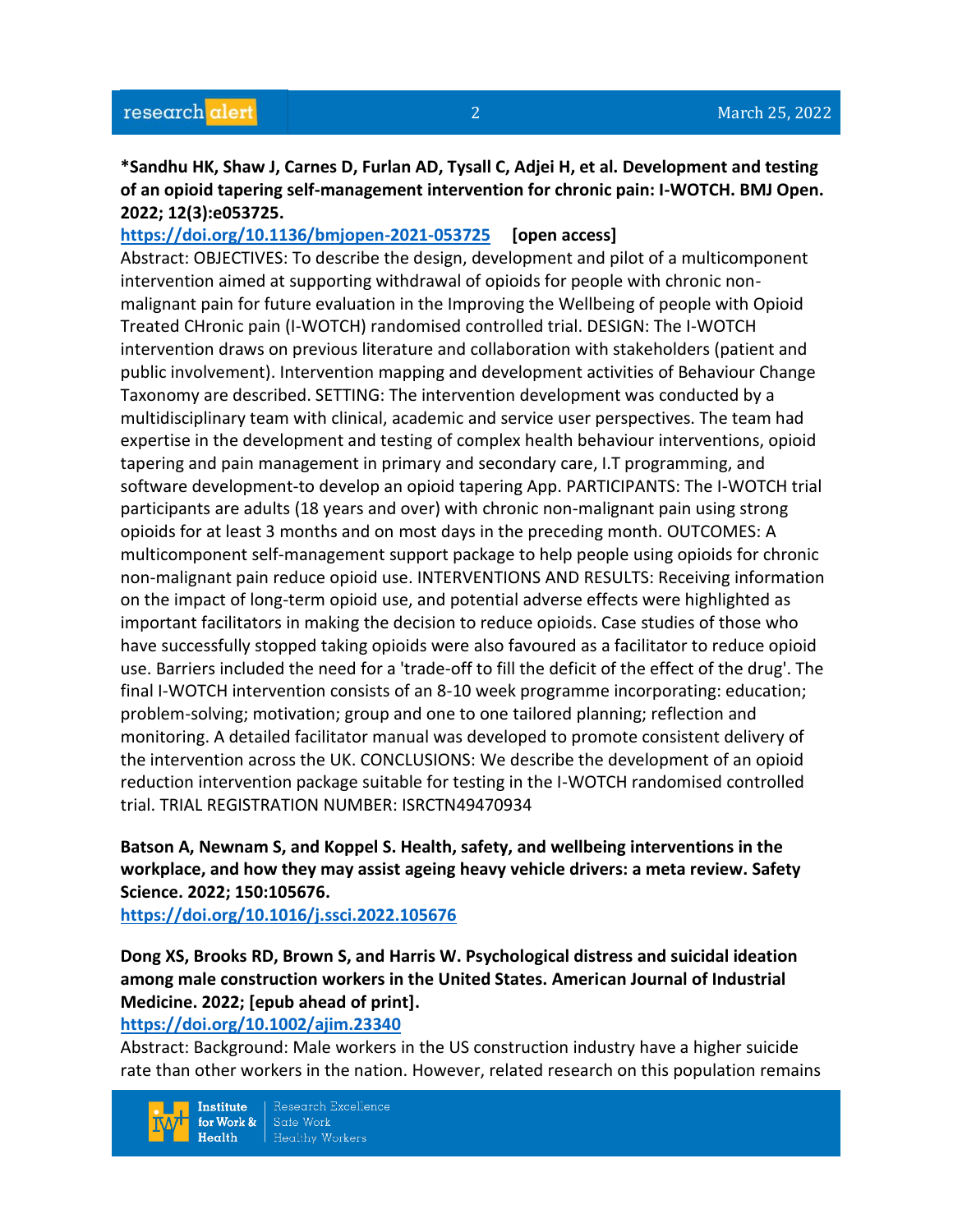**\*Sandhu HK, Shaw J, Carnes D, Furlan AD, Tysall C, Adjei H, et al. Development and testing of an opioid tapering self-management intervention for chronic pain: I-WOTCH. BMJ Open. 2022; 12(3):e053725.**

https://doi.org/10.1136/bmjopen-2021-053725 **[open access]**

Abstract: OBJECTIVES: To describe the design, development and pilot of a multicomponent intervention aimed at supporting withdrawal of opioids for people with chronic non-malignant pain for future evaluation in the Improving the Wellbeing of people with Opioid Treated CHronic pain (I-WOTCH) randomised controlled trial. DESIGN: The I-WOTCH intervention draws on previous literature and collaboration with stakeholders (patient and public involvement). Intervention mapping and development activities of Behaviour Change Taxonomy are described. SETTING: The intervention development was conducted by a multidisciplinary team with clinical, academic and service user perspectives. The team had expertise in the development and testing of complex health behaviour interventions, opioid tapering and pain management in primary and secondary care, I.T programming, and software development-to develop an opioid tapering App. PARTICIPANTS: The I-WOTCH trial participants are adults (18 years and over) with chronic non-malignant pain using strong opioids for at least 3 months and on most days in the preceding month. OUTCOMES: A multicomponent self-management support package to help people using opioids for chronic non-malignant pain reduce opioid use. INTERVENTIONS AND RESULTS: Receiving information on the impact of long-term opioid use, and potential adverse effects were highlighted as important facilitators in making the decision to reduce opioids. Case studies of those who have successfully stopped taking opioids were also favoured as a facilitator to reduce opioid use. Barriers included the need for a 'trade-off to fill the deficit of the effect of the drug'. The final I-WOTCH intervention consists of an 8-10 week programme incorporating: education; problem-solving; motivation; group and one to one tailored planning; reflection and monitoring. A detailed facilitator manual was developed to promote consistent delivery of the intervention across the UK. CONCLUSIONS: We describe the development of an opioid reduction intervention package suitable for testing in the I-WOTCH randomised controlled trial. TRIAL REGISTRATION NUMBER: ISRCTN49470934

**Batson A, Newnam S, and Koppel S. Health, safety, and wellbeing interventions in the workplace, and how they may assist ageing heavy vehicle drivers: a meta review. Safety Science. 2022; 150:105676.**

https://doi.org/10.1016/j.ssci.2022.105676

**Dong XS, Brooks RD, Brown S, and Harris W. Psychological distress and suicidal ideation among male construction workers in the United States. American Journal of Industrial Medicine. 2022; [epub ahead of print].**

https://doi.org/10.1002/ajim.23340

Abstract: Background: Male workers in the US construction industry have a higher suicide rate than other workers in the nation. However, related research on this population remains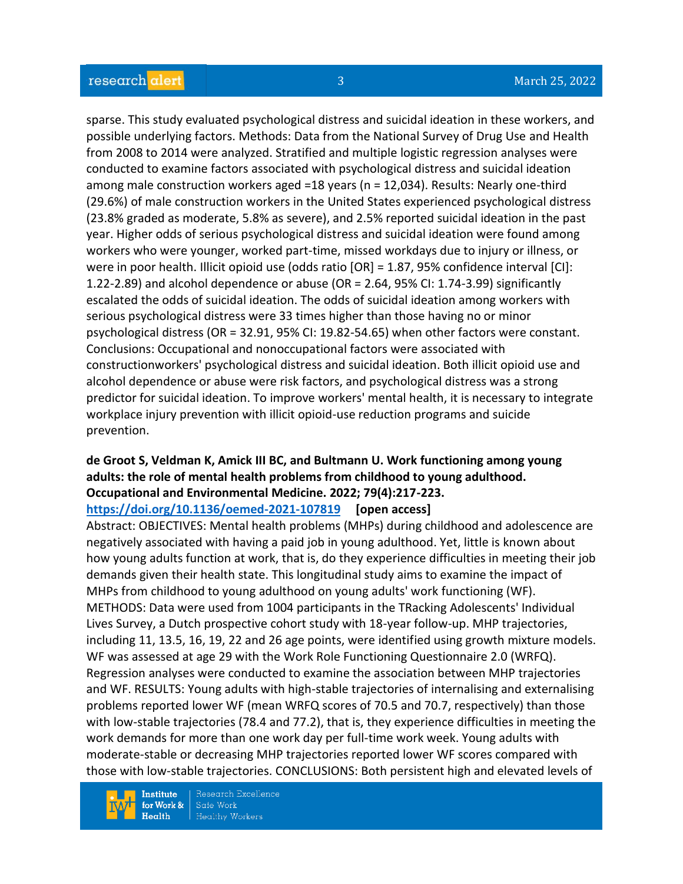sparse. This study evaluated psychological distress and suicidal ideation in these workers, and possible underlying factors. Methods: Data from the National Survey of Drug Use and Health from 2008 to 2014 were analyzed. Stratified and multiple logistic regression analyses were conducted to examine factors associated with psychological distress and suicidal ideation among male construction workers aged =18 years (n = 12,034). Results: Nearly one-third (29.6%) of male construction workers in the United States experienced psychological distress (23.8% graded as moderate, 5.8% as severe), and 2.5% reported suicidal ideation in the past year. Higher odds of serious psychological distress and suicidal ideation were found among workers who were younger, worked part-time, missed workdays due to injury or illness, or were in poor health. Illicit opioid use (odds ratio [OR] = 1.87, 95% confidence interval [CI]: 1.22-2.89) and alcohol dependence or abuse (OR = 2.64, 95% CI: 1.74-3.99) significantly escalated the odds of suicidal ideation. The odds of suicidal ideation among workers with serious psychological distress were 33 times higher than those having no or minor psychological distress (OR = 32.91, 95% CI: 19.82-54.65) when other factors were constant. Conclusions: Occupational and nonoccupational factors were associated with constructionworkers' psychological distress and suicidal ideation. Both illicit opioid use and alcohol dependence or abuse were risk factors, and psychological distress was a strong predictor for suicidal ideation. To improve workers' mental health, it is necessary to integrate workplace injury prevention with illicit opioid-use reduction programs and suicide prevention.

**de Groot S, Veldman K, Amick III BC, and Bultmann U. Work functioning among young adults: the role of mental health problems from childhood to young adulthood. Occupational and Environmental Medicine. 2022; 79(4):217-223.**
**https://doi.org/10.1136/oemed-2021-107819 [open access]**
Abstract: OBJECTIVES: Mental health problems (MHPs) during childhood and adolescence are negatively associated with having a paid job in young adulthood. Yet, little is known about how young adults function at work, that is, do they experience difficulties in meeting their job demands given their health state. This longitudinal study aims to examine the impact of MHPs from childhood to young adulthood on young adults' work functioning (WF). METHODS: Data were used from 1004 participants in the TRacking Adolescents' Individual Lives Survey, a Dutch prospective cohort study with 18-year follow-up. MHP trajectories, including 11, 13.5, 16, 19, 22 and 26 age points, were identified using growth mixture models. WF was assessed at age 29 with the Work Role Functioning Questionnaire 2.0 (WRFQ). Regression analyses were conducted to examine the association between MHP trajectories and WF. RESULTS: Young adults with high-stable trajectories of internalising and externalising problems reported lower WF (mean WRFQ scores of 70.5 and 70.7, respectively) than those with low-stable trajectories (78.4 and 77.2), that is, they experience difficulties in meeting the work demands for more than one work day per full-time work week. Young adults with moderate-stable or decreasing MHP trajectories reported lower WF scores compared with those with low-stable trajectories. CONCLUSIONS: Both persistent high and elevated levels of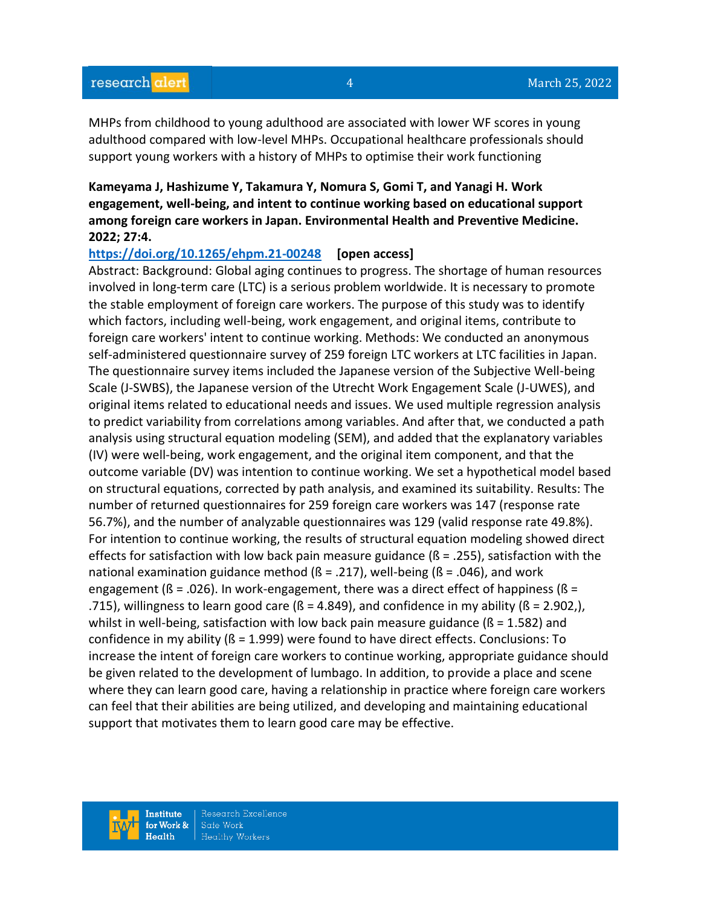MHPs from childhood to young adulthood are associated with lower WF scores in young adulthood compared with low-level MHPs. Occupational healthcare professionals should support young workers with a history of MHPs to optimise their work functioning

**Kameyama J, Hashizume Y, Takamura Y, Nomura S, Gomi T, and Yanagi H. Work engagement, well-being, and intent to continue working based on educational support among foreign care workers in Japan. Environmental Health and Preventive Medicine. 2022; 27:4.**

https://doi.org/10.1265/ehpm.21-00248 **[open access]**

Abstract: Background: Global aging continues to progress. The shortage of human resources involved in long-term care (LTC) is a serious problem worldwide. It is necessary to promote the stable employment of foreign care workers. The purpose of this study was to identify which factors, including well-being, work engagement, and original items, contribute to foreign care workers' intent to continue working. Methods: We conducted an anonymous self-administered questionnaire survey of 259 foreign LTC workers at LTC facilities in Japan. The questionnaire survey items included the Japanese version of the Subjective Well-being Scale (J-SWBS), the Japanese version of the Utrecht Work Engagement Scale (J-UWES), and original items related to educational needs and issues. We used multiple regression analysis to predict variability from correlations among variables. And after that, we conducted a path analysis using structural equation modeling (SEM), and added that the explanatory variables (IV) were well-being, work engagement, and the original item component, and that the outcome variable (DV) was intention to continue working. We set a hypothetical model based on structural equations, corrected by path analysis, and examined its suitability. Results: The number of returned questionnaires for 259 foreign care workers was 147 (response rate 56.7%), and the number of analyzable questionnaires was 129 (valid response rate 49.8%). For intention to continue working, the results of structural equation modeling showed direct effects for satisfaction with low back pain measure guidance (ß = .255), satisfaction with the national examination guidance method (ß = .217), well-being (ß = .046), and work engagement (ß = .026). In work-engagement, there was a direct effect of happiness (ß = .715), willingness to learn good care (ß = 4.849), and confidence in my ability (ß = 2.902,), whilst in well-being, satisfaction with low back pain measure guidance (ß = 1.582) and confidence in my ability (ß = 1.999) were found to have direct effects. Conclusions: To increase the intent of foreign care workers to continue working, appropriate guidance should be given related to the development of lumbago. In addition, to provide a place and scene where they can learn good care, having a relationship in practice where foreign care workers can feel that their abilities are being utilized, and developing and maintaining educational support that motivates them to learn good care may be effective.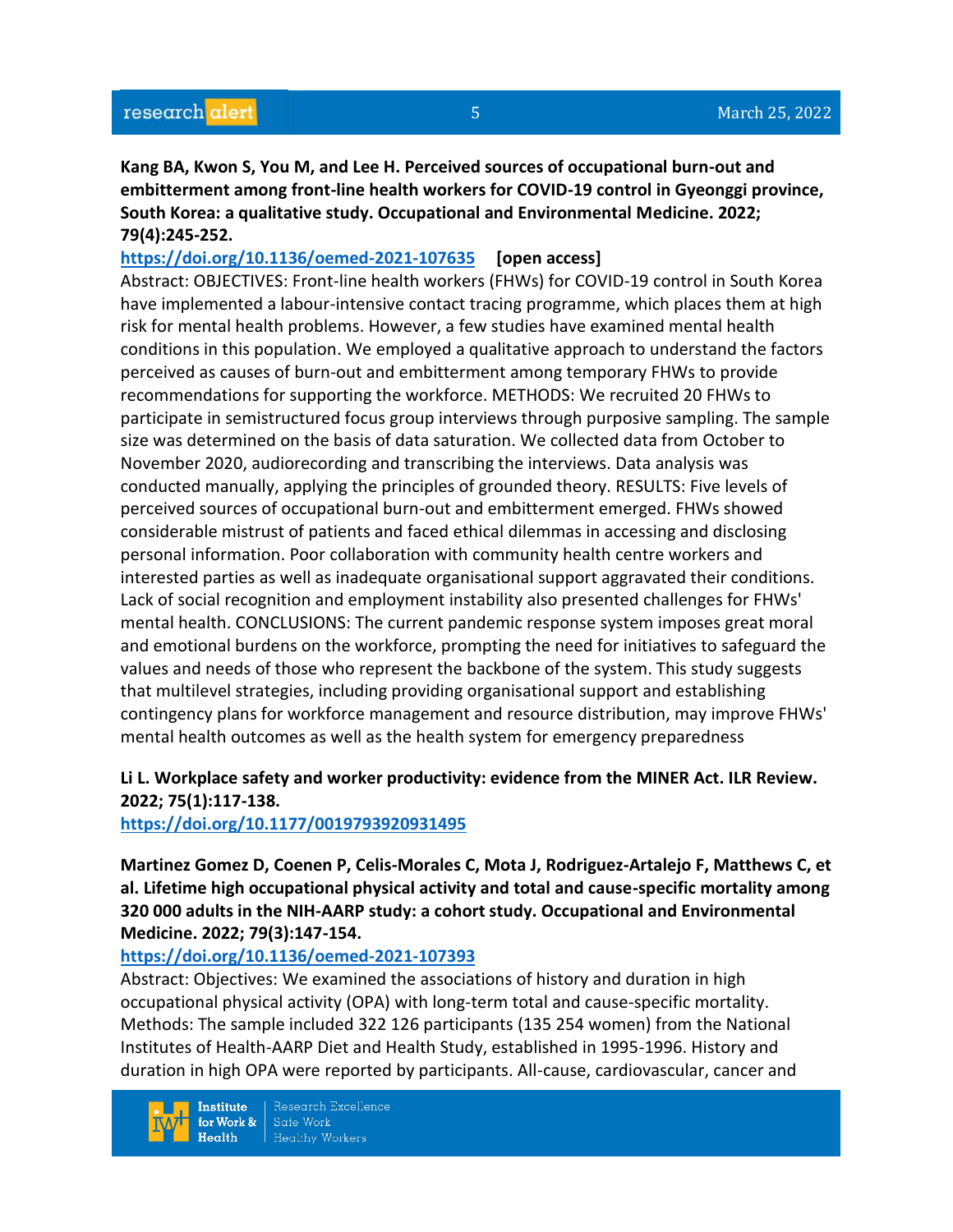**Kang BA, Kwon S, You M, and Lee H. Perceived sources of occupational burn-out and embitterment among front-line health workers for COVID-19 control in Gyeonggi province, South Korea: a qualitative study. Occupational and Environmental Medicine. 2022; 79(4):245-252.**

https://doi.org/10.1136/oemed-2021-107635 **[open access]**

Abstract: OBJECTIVES: Front-line health workers (FHWs) for COVID-19 control in South Korea have implemented a labour-intensive contact tracing programme, which places them at high risk for mental health problems. However, a few studies have examined mental health conditions in this population. We employed a qualitative approach to understand the factors perceived as causes of burn-out and embitterment among temporary FHWs to provide recommendations for supporting the workforce. METHODS: We recruited 20 FHWs to participate in semistructured focus group interviews through purposive sampling. The sample size was determined on the basis of data saturation. We collected data from October to November 2020, audiorecording and transcribing the interviews. Data analysis was conducted manually, applying the principles of grounded theory. RESULTS: Five levels of perceived sources of occupational burn-out and embitterment emerged. FHWs showed considerable mistrust of patients and faced ethical dilemmas in accessing and disclosing personal information. Poor collaboration with community health centre workers and interested parties as well as inadequate organisational support aggravated their conditions. Lack of social recognition and employment instability also presented challenges for FHWs' mental health. CONCLUSIONS: The current pandemic response system imposes great moral and emotional burdens on the workforce, prompting the need for initiatives to safeguard the values and needs of those who represent the backbone of the system. This study suggests that multilevel strategies, including providing organisational support and establishing contingency plans for workforce management and resource distribution, may improve FHWs' mental health outcomes as well as the health system for emergency preparedness

**Li L. Workplace safety and worker productivity: evidence from the MINER Act. ILR Review. 2022; 75(1):117-138.**

https://doi.org/10.1177/0019793920931495

**Martinez Gomez D, Coenen P, Celis-Morales C, Mota J, Rodriguez-Artalejo F, Matthews C, et al. Lifetime high occupational physical activity and total and cause-specific mortality among 320 000 adults in the NIH-AARP study: a cohort study. Occupational and Environmental Medicine. 2022; 79(3):147-154.**

https://doi.org/10.1136/oemed-2021-107393

Abstract: Objectives: We examined the associations of history and duration in high occupational physical activity (OPA) with long-term total and cause-specific mortality. Methods: The sample included 322 126 participants (135 254 women) from the National Institutes of Health-AARP Diet and Health Study, established in 1995-1996. History and duration in high OPA were reported by participants. All-cause, cardiovascular, cancer and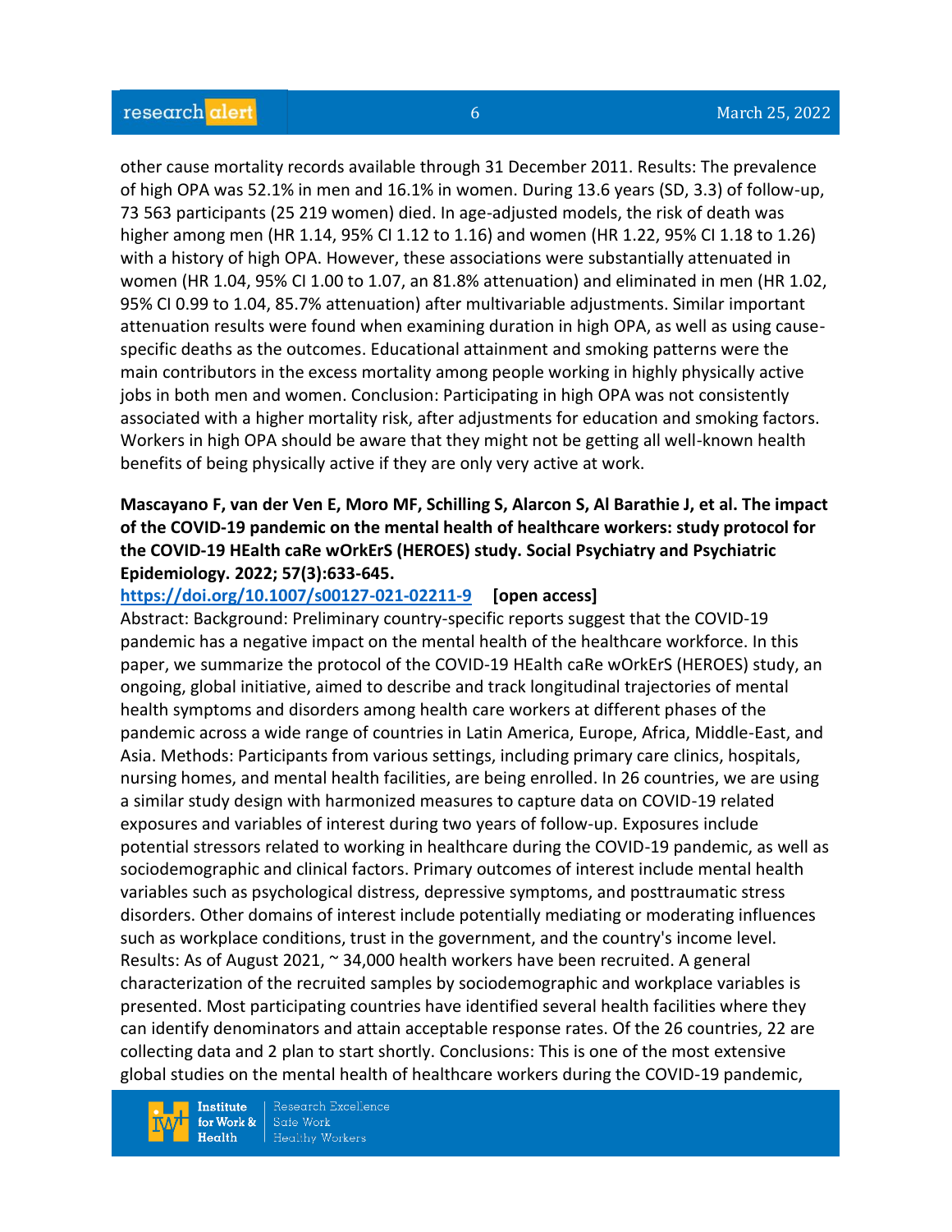other cause mortality records available through 31 December 2011. Results: The prevalence of high OPA was 52.1% in men and 16.1% in women. During 13.6 years (SD, 3.3) of follow-up, 73 563 participants (25 219 women) died. In age-adjusted models, the risk of death was higher among men (HR 1.14, 95% CI 1.12 to 1.16) and women (HR 1.22, 95% CI 1.18 to 1.26) with a history of high OPA. However, these associations were substantially attenuated in women (HR 1.04, 95% CI 1.00 to 1.07, an 81.8% attenuation) and eliminated in men (HR 1.02, 95% CI 0.99 to 1.04, 85.7% attenuation) after multivariable adjustments. Similar important attenuation results were found when examining duration in high OPA, as well as using cause-specific deaths as the outcomes. Educational attainment and smoking patterns were the main contributors in the excess mortality among people working in highly physically active jobs in both men and women. Conclusion: Participating in high OPA was not consistently associated with a higher mortality risk, after adjustments for education and smoking factors. Workers in high OPA should be aware that they might not be getting all well-known health benefits of being physically active if they are only very active at work.

**Mascayano F, van der Ven E, Moro MF, Schilling S, Alarcon S, Al Barathie J, et al. The impact of the COVID-19 pandemic on the mental health of healthcare workers: study protocol for the COVID-19 HEalth caRe wOrkErS (HEROES) study. Social Psychiatry and Psychiatric Epidemiology. 2022; 57(3):633-645.**

https://doi.org/10.1007/s00127-021-02211-9 **[open access]**

Abstract: Background: Preliminary country-specific reports suggest that the COVID-19 pandemic has a negative impact on the mental health of the healthcare workforce. In this paper, we summarize the protocol of the COVID-19 HEalth caRe wOrkErS (HEROES) study, an ongoing, global initiative, aimed to describe and track longitudinal trajectories of mental health symptoms and disorders among health care workers at different phases of the pandemic across a wide range of countries in Latin America, Europe, Africa, Middle-East, and Asia. Methods: Participants from various settings, including primary care clinics, hospitals, nursing homes, and mental health facilities, are being enrolled. In 26 countries, we are using a similar study design with harmonized measures to capture data on COVID-19 related exposures and variables of interest during two years of follow-up. Exposures include potential stressors related to working in healthcare during the COVID-19 pandemic, as well as sociodemographic and clinical factors. Primary outcomes of interest include mental health variables such as psychological distress, depressive symptoms, and posttraumatic stress disorders. Other domains of interest include potentially mediating or moderating influences such as workplace conditions, trust in the government, and the country's income level. Results: As of August 2021, ~ 34,000 health workers have been recruited. A general characterization of the recruited samples by sociodemographic and workplace variables is presented. Most participating countries have identified several health facilities where they can identify denominators and attain acceptable response rates. Of the 26 countries, 22 are collecting data and 2 plan to start shortly. Conclusions: This is one of the most extensive global studies on the mental health of healthcare workers during the COVID-19 pandemic,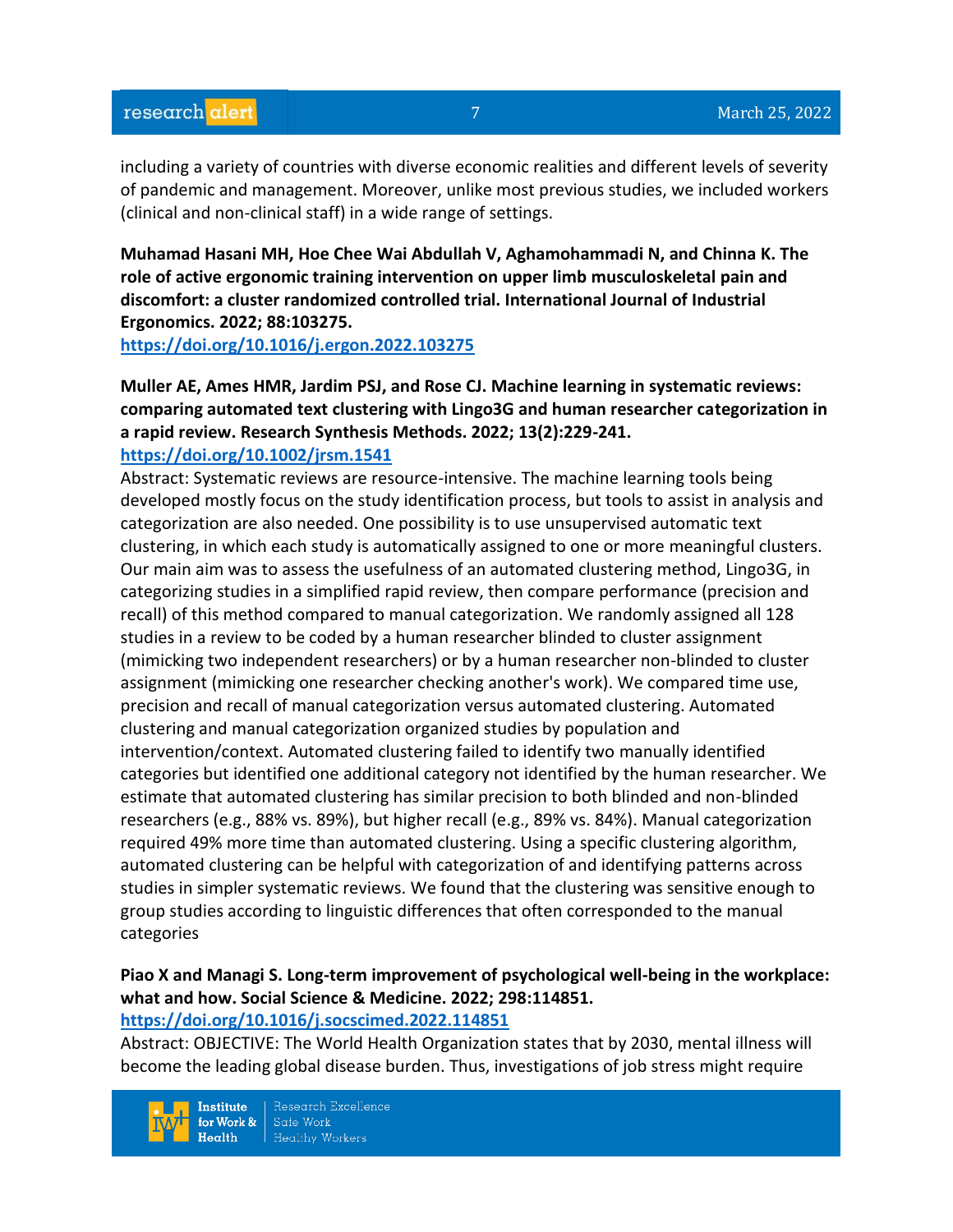including a variety of countries with diverse economic realities and different levels of severity of pandemic and management. Moreover, unlike most previous studies, we included workers (clinical and non-clinical staff) in a wide range of settings.

**Muhamad Hasani MH, Hoe Chee Wai Abdullah V, Aghamohammadi N, and Chinna K. The role of active ergonomic training intervention on upper limb musculoskeletal pain and discomfort: a cluster randomized controlled trial. International Journal of Industrial Ergonomics. 2022; 88:103275.**
**https://doi.org/10.1016/j.ergon.2022.103275**

**Muller AE, Ames HMR, Jardim PSJ, and Rose CJ. Machine learning in systematic reviews: comparing automated text clustering with Lingo3G and human researcher categorization in a rapid review. Research Synthesis Methods. 2022; 13(2):229-241.**
**https://doi.org/10.1002/jrsm.1541**
Abstract: Systematic reviews are resource-intensive. The machine learning tools being developed mostly focus on the study identification process, but tools to assist in analysis and categorization are also needed. One possibility is to use unsupervised automatic text clustering, in which each study is automatically assigned to one or more meaningful clusters. Our main aim was to assess the usefulness of an automated clustering method, Lingo3G, in categorizing studies in a simplified rapid review, then compare performance (precision and recall) of this method compared to manual categorization. We randomly assigned all 128 studies in a review to be coded by a human researcher blinded to cluster assignment (mimicking two independent researchers) or by a human researcher non-blinded to cluster assignment (mimicking one researcher checking another's work). We compared time use, precision and recall of manual categorization versus automated clustering. Automated clustering and manual categorization organized studies by population and intervention/context. Automated clustering failed to identify two manually identified categories but identified one additional category not identified by the human researcher. We estimate that automated clustering has similar precision to both blinded and non-blinded researchers (e.g., 88% vs. 89%), but higher recall (e.g., 89% vs. 84%). Manual categorization required 49% more time than automated clustering. Using a specific clustering algorithm, automated clustering can be helpful with categorization of and identifying patterns across studies in simpler systematic reviews. We found that the clustering was sensitive enough to group studies according to linguistic differences that often corresponded to the manual categories

**Piao X and Managi S. Long-term improvement of psychological well-being in the workplace: what and how. Social Science & Medicine. 2022; 298:114851.**
**https://doi.org/10.1016/j.socscimed.2022.114851**
Abstract: OBJECTIVE: The World Health Organization states that by 2030, mental illness will become the leading global disease burden. Thus, investigations of job stress might require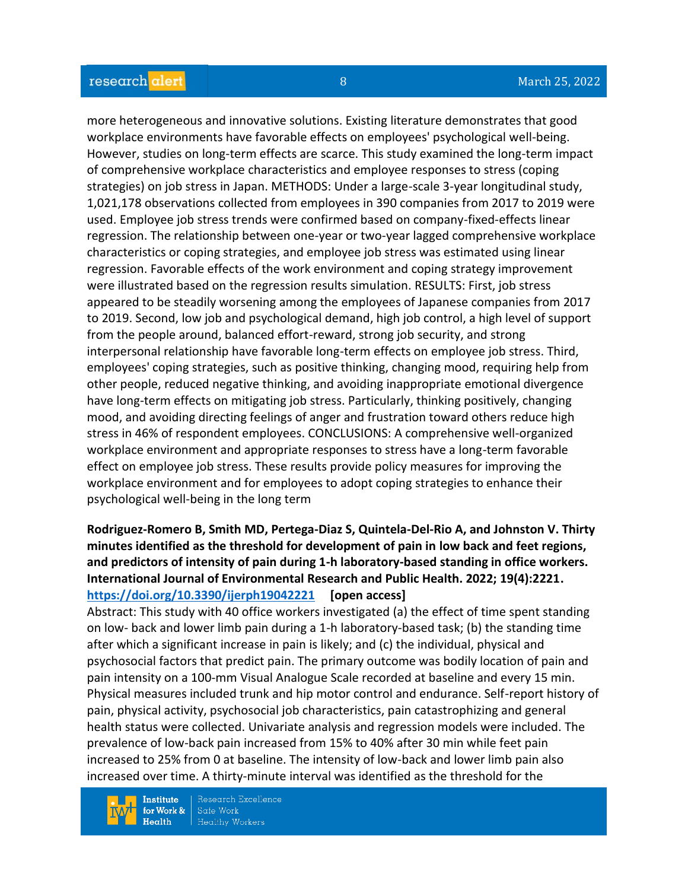more heterogeneous and innovative solutions. Existing literature demonstrates that good workplace environments have favorable effects on employees' psychological well-being. However, studies on long-term effects are scarce. This study examined the long-term impact of comprehensive workplace characteristics and employee responses to stress (coping strategies) on job stress in Japan. METHODS: Under a large-scale 3-year longitudinal study, 1,021,178 observations collected from employees in 390 companies from 2017 to 2019 were used. Employee job stress trends were confirmed based on company-fixed-effects linear regression. The relationship between one-year or two-year lagged comprehensive workplace characteristics or coping strategies, and employee job stress was estimated using linear regression. Favorable effects of the work environment and coping strategy improvement were illustrated based on the regression results simulation. RESULTS: First, job stress appeared to be steadily worsening among the employees of Japanese companies from 2017 to 2019. Second, low job and psychological demand, high job control, a high level of support from the people around, balanced effort-reward, strong job security, and strong interpersonal relationship have favorable long-term effects on employee job stress. Third, employees' coping strategies, such as positive thinking, changing mood, requiring help from other people, reduced negative thinking, and avoiding inappropriate emotional divergence have long-term effects on mitigating job stress. Particularly, thinking positively, changing mood, and avoiding directing feelings of anger and frustration toward others reduce high stress in 46% of respondent employees. CONCLUSIONS: A comprehensive well-organized workplace environment and appropriate responses to stress have a long-term favorable effect on employee job stress. These results provide policy measures for improving the workplace environment and for employees to adopt coping strategies to enhance their psychological well-being in the long term

**Rodriguez-Romero B, Smith MD, Pertega-Diaz S, Quintela-Del-Rio A, and Johnston V. Thirty minutes identified as the threshold for development of pain in low back and feet regions, and predictors of intensity of pain during 1-h laboratory-based standing in office workers. International Journal of Environmental Research and Public Health. 2022; 19(4):2221. https://doi.org/10.3390/ijerph19042221 [open access]**

Abstract: This study with 40 office workers investigated (a) the effect of time spent standing on low- back and lower limb pain during a 1-h laboratory-based task; (b) the standing time after which a significant increase in pain is likely; and (c) the individual, physical and psychosocial factors that predict pain. The primary outcome was bodily location of pain and pain intensity on a 100-mm Visual Analogue Scale recorded at baseline and every 15 min. Physical measures included trunk and hip motor control and endurance. Self-report history of pain, physical activity, psychosocial job characteristics, pain catastrophizing and general health status were collected. Univariate analysis and regression models were included. The prevalence of low-back pain increased from 15% to 40% after 30 min while feet pain increased to 25% from 0 at baseline. The intensity of low-back and lower limb pain also increased over time. A thirty-minute interval was identified as the threshold for the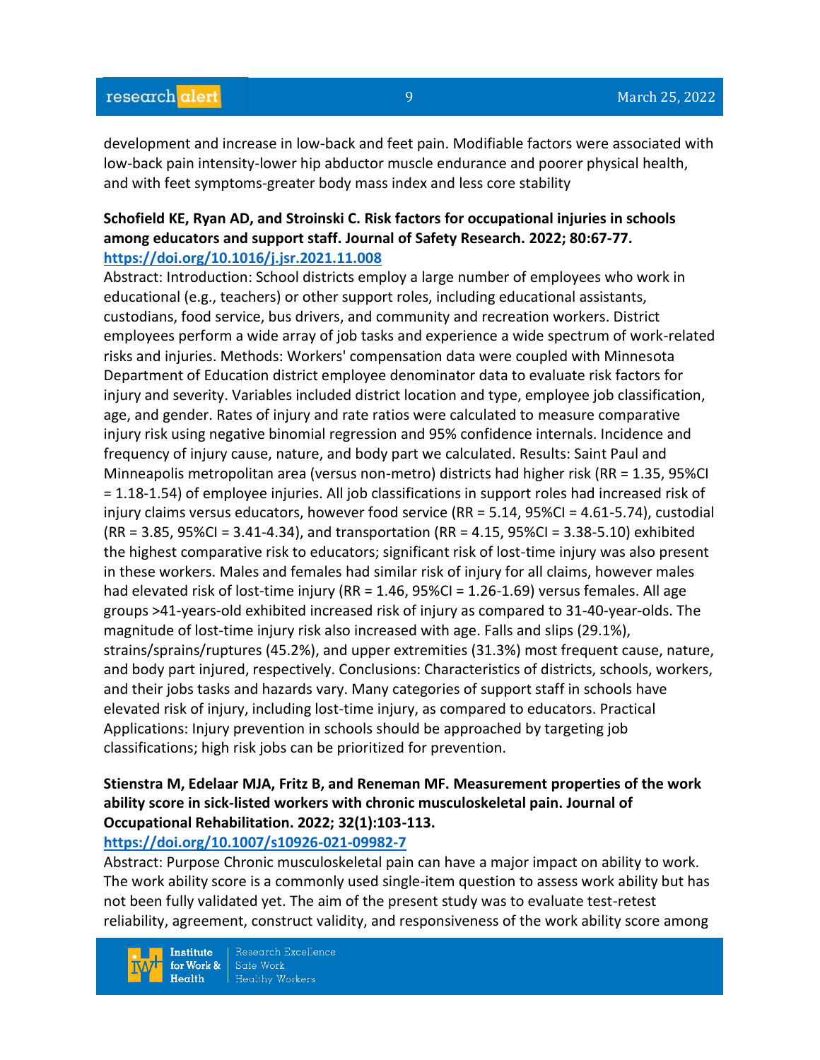development and increase in low-back and feet pain. Modifiable factors were associated with low-back pain intensity-lower hip abductor muscle endurance and poorer physical health, and with feet symptoms-greater body mass index and less core stability

**Schofield KE, Ryan AD, and Stroinski C. Risk factors for occupational injuries in schools among educators and support staff. Journal of Safety Research. 2022; 80:67-77.**
**https://doi.org/10.1016/j.jsr.2021.11.008**

Abstract: Introduction: School districts employ a large number of employees who work in educational (e.g., teachers) or other support roles, including educational assistants, custodians, food service, bus drivers, and community and recreation workers. District employees perform a wide array of job tasks and experience a wide spectrum of work-related risks and injuries. Methods: Workers' compensation data were coupled with Minnesota Department of Education district employee denominator data to evaluate risk factors for injury and severity. Variables included district location and type, employee job classification, age, and gender. Rates of injury and rate ratios were calculated to measure comparative injury risk using negative binomial regression and 95% confidence internals. Incidence and frequency of injury cause, nature, and body part we calculated. Results: Saint Paul and Minneapolis metropolitan area (versus non-metro) districts had higher risk (RR = 1.35, 95%CI = 1.18-1.54) of employee injuries. All job classifications in support roles had increased risk of injury claims versus educators, however food service (RR = 5.14, 95%CI = 4.61-5.74), custodial (RR = 3.85, 95%CI = 3.41-4.34), and transportation (RR = 4.15, 95%CI = 3.38-5.10) exhibited the highest comparative risk to educators; significant risk of lost-time injury was also present in these workers. Males and females had similar risk of injury for all claims, however males had elevated risk of lost-time injury (RR = 1.46, 95%CI = 1.26-1.69) versus females. All age groups >41-years-old exhibited increased risk of injury as compared to 31-40-year-olds. The magnitude of lost-time injury risk also increased with age. Falls and slips (29.1%), strains/sprains/ruptures (45.2%), and upper extremities (31.3%) most frequent cause, nature, and body part injured, respectively. Conclusions: Characteristics of districts, schools, workers, and their jobs tasks and hazards vary. Many categories of support staff in schools have elevated risk of injury, including lost-time injury, as compared to educators. Practical Applications: Injury prevention in schools should be approached by targeting job classifications; high risk jobs can be prioritized for prevention.

**Stienstra M, Edelaar MJA, Fritz B, and Reneman MF. Measurement properties of the work ability score in sick-listed workers with chronic musculoskeletal pain. Journal of Occupational Rehabilitation. 2022; 32(1):103-113.**
**https://doi.org/10.1007/s10926-021-09982-7**

Abstract: Purpose Chronic musculoskeletal pain can have a major impact on ability to work. The work ability score is a commonly used single-item question to assess work ability but has not been fully validated yet. The aim of the present study was to evaluate test-retest reliability, agreement, construct validity, and responsiveness of the work ability score among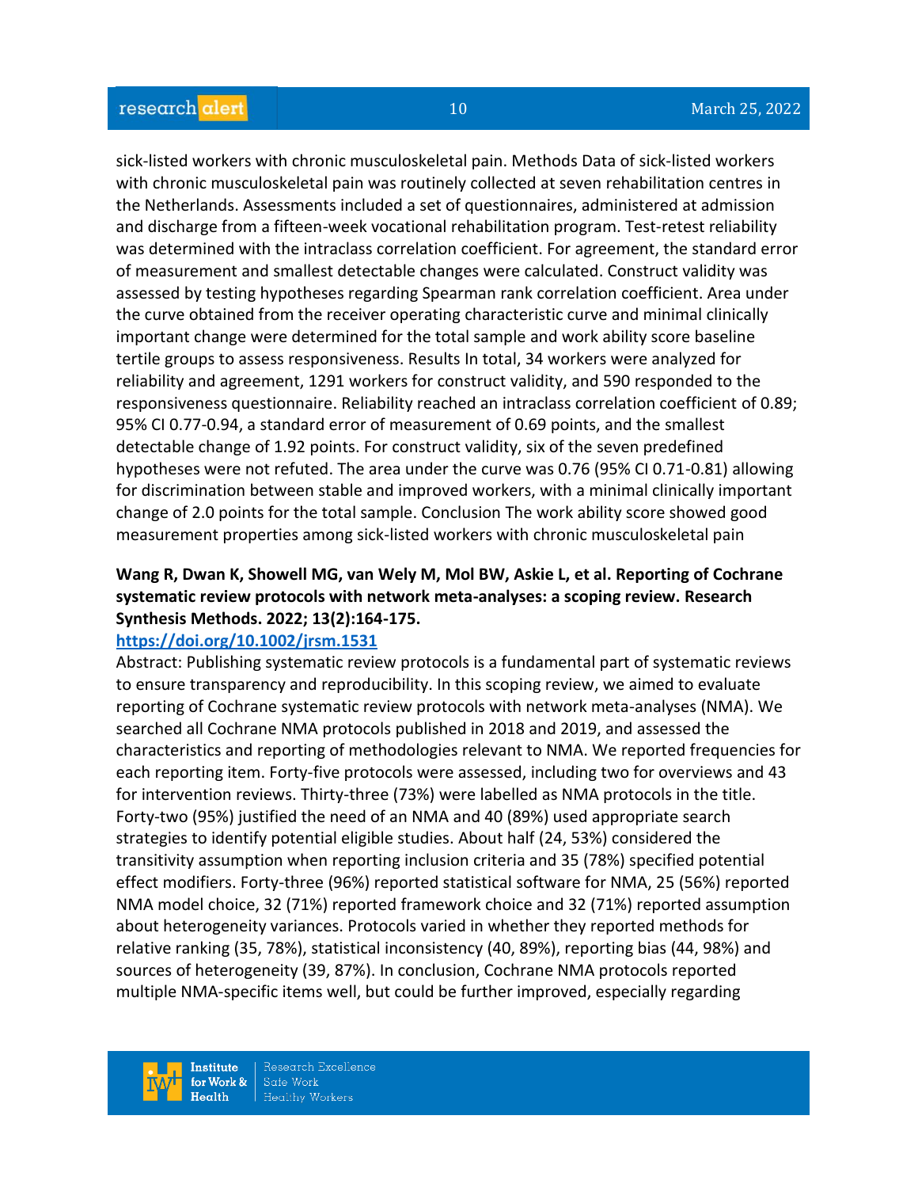sick-listed workers with chronic musculoskeletal pain. Methods Data of sick-listed workers with chronic musculoskeletal pain was routinely collected at seven rehabilitation centres in the Netherlands. Assessments included a set of questionnaires, administered at admission and discharge from a fifteen-week vocational rehabilitation program. Test-retest reliability was determined with the intraclass correlation coefficient. For agreement, the standard error of measurement and smallest detectable changes were calculated. Construct validity was assessed by testing hypotheses regarding Spearman rank correlation coefficient. Area under the curve obtained from the receiver operating characteristic curve and minimal clinically important change were determined for the total sample and work ability score baseline tertile groups to assess responsiveness. Results In total, 34 workers were analyzed for reliability and agreement, 1291 workers for construct validity, and 590 responded to the responsiveness questionnaire. Reliability reached an intraclass correlation coefficient of 0.89; 95% CI 0.77-0.94, a standard error of measurement of 0.69 points, and the smallest detectable change of 1.92 points. For construct validity, six of the seven predefined hypotheses were not refuted. The area under the curve was 0.76 (95% CI 0.71-0.81) allowing for discrimination between stable and improved workers, with a minimal clinically important change of 2.0 points for the total sample. Conclusion The work ability score showed good measurement properties among sick-listed workers with chronic musculoskeletal pain

**Wang R, Dwan K, Showell MG, van Wely M, Mol BW, Askie L, et al. Reporting of Cochrane systematic review protocols with network meta-analyses: a scoping review. Research Synthesis Methods. 2022; 13(2):164-175.**

**https://doi.org/10.1002/jrsm.1531**

Abstract: Publishing systematic review protocols is a fundamental part of systematic reviews to ensure transparency and reproducibility. In this scoping review, we aimed to evaluate reporting of Cochrane systematic review protocols with network meta-analyses (NMA). We searched all Cochrane NMA protocols published in 2018 and 2019, and assessed the characteristics and reporting of methodologies relevant to NMA. We reported frequencies for each reporting item. Forty-five protocols were assessed, including two for overviews and 43 for intervention reviews. Thirty-three (73%) were labelled as NMA protocols in the title. Forty-two (95%) justified the need of an NMA and 40 (89%) used appropriate search strategies to identify potential eligible studies. About half (24, 53%) considered the transitivity assumption when reporting inclusion criteria and 35 (78%) specified potential effect modifiers. Forty-three (96%) reported statistical software for NMA, 25 (56%) reported NMA model choice, 32 (71%) reported framework choice and 32 (71%) reported assumption about heterogeneity variances. Protocols varied in whether they reported methods for relative ranking (35, 78%), statistical inconsistency (40, 89%), reporting bias (44, 98%) and sources of heterogeneity (39, 87%). In conclusion, Cochrane NMA protocols reported multiple NMA-specific items well, but could be further improved, especially regarding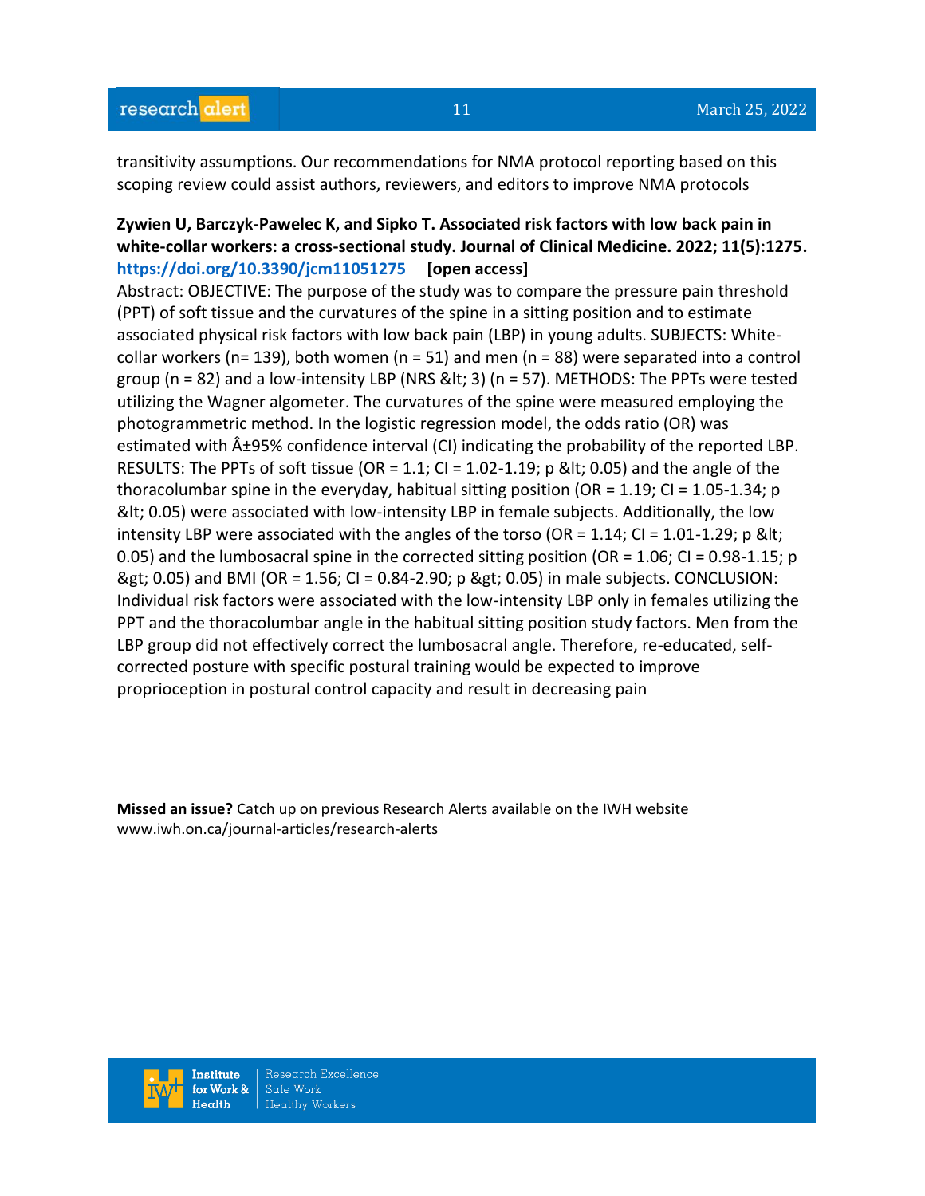transitivity assumptions. Our recommendations for NMA protocol reporting based on this scoping review could assist authors, reviewers, and editors to improve NMA protocols

**Zywien U, Barczyk-Pawelec K, and Sipko T. Associated risk factors with low back pain in white-collar workers: a cross-sectional study. Journal of Clinical Medicine. 2022; 11(5):1275. https://doi.org/10.3390/jcm11051275 [open access]**

Abstract: OBJECTIVE: The purpose of the study was to compare the pressure pain threshold (PPT) of soft tissue and the curvatures of the spine in a sitting position and to estimate associated physical risk factors with low back pain (LBP) in young adults. SUBJECTS: White-collar workers (n= 139), both women (n = 51) and men (n = 88) were separated into a control group (n = 82) and a low-intensity LBP (NRS &lt; 3) (n = 57). METHODS: The PPTs were tested utilizing the Wagner algometer. The curvatures of the spine were measured employing the photogrammetric method. In the logistic regression model, the odds ratio (OR) was estimated with Â±95% confidence interval (CI) indicating the probability of the reported LBP. RESULTS: The PPTs of soft tissue (OR = 1.1; CI = 1.02-1.19; p &lt; 0.05) and the angle of the thoracolumbar spine in the everyday, habitual sitting position (OR = 1.19; CI = 1.05-1.34; p &lt; 0.05) were associated with low-intensity LBP in female subjects. Additionally, the low intensity LBP were associated with the angles of the torso (OR = 1.14; CI = 1.01-1.29; p &lt; 0.05) and the lumbosacral spine in the corrected sitting position (OR = 1.06; CI = 0.98-1.15; p &gt; 0.05) and BMI (OR = 1.56; CI = 0.84-2.90; p &gt; 0.05) in male subjects. CONCLUSION: Individual risk factors were associated with the low-intensity LBP only in females utilizing the PPT and the thoracolumbar angle in the habitual sitting position study factors. Men from the LBP group did not effectively correct the lumbosacral angle. Therefore, re-educated, self-corrected posture with specific postural training would be expected to improve proprioception in postural control capacity and result in decreasing pain

**Missed an issue?** Catch up on previous Research Alerts available on the IWH website www.iwh.on.ca/journal-articles/research-alerts